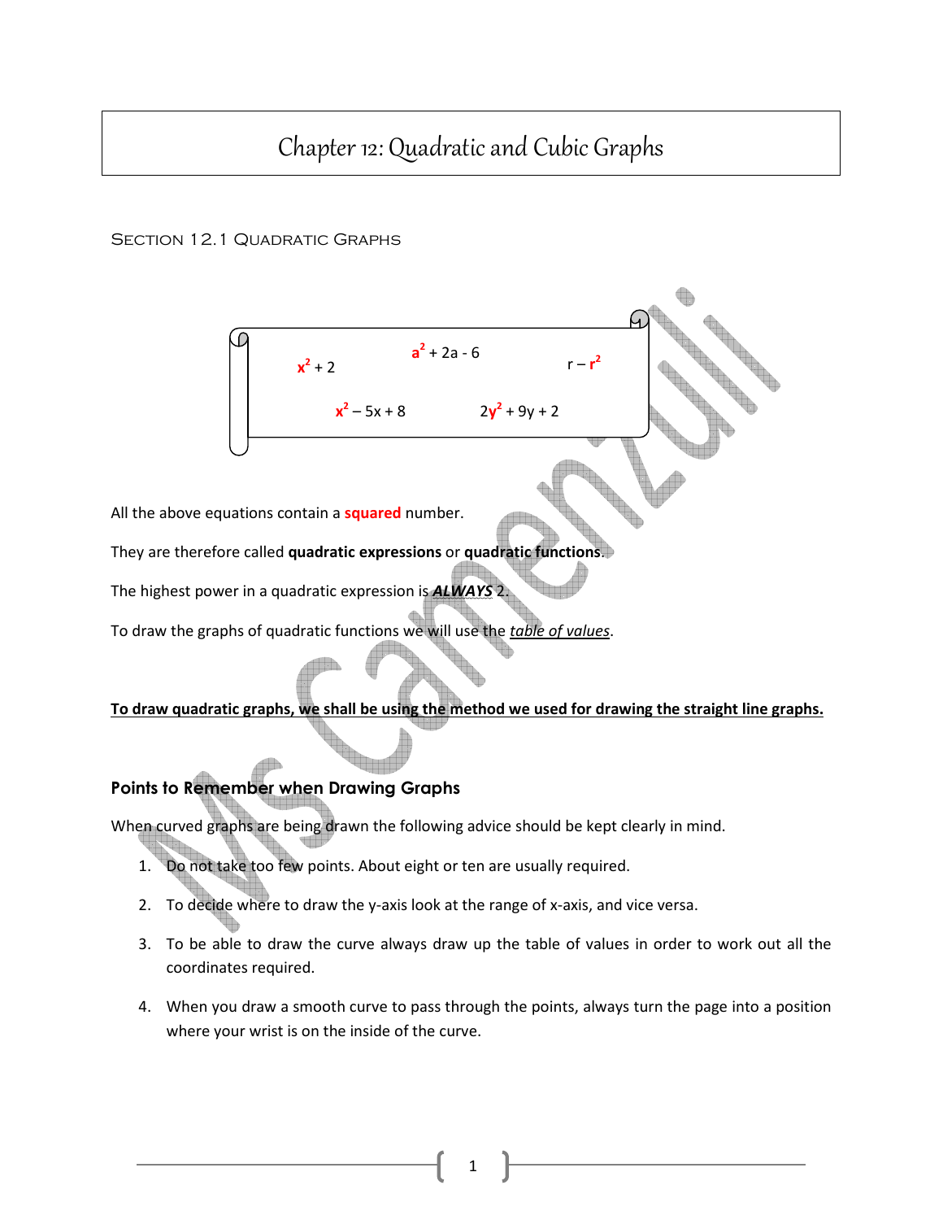# Chapter 12: Quadratic and Cubic Graphs

## Section 12.1 Quadratic Graphs

$x^2 + 2$ $a^2 + 2a - 6$ $r - r^2$

$x^2 - 5x + 8$ $2y^2 + 9y + 2$

All the above equations contain a **squared** number.

They are therefore called **quadratic expressions** or **quadratic functions**.

The highest power in a quadratic expression is ***ALWAYS*** 2.

To draw the graphs of quadratic functions we will use the *table of values*.

**To draw quadratic graphs, we shall be using the method we used for drawing the straight line graphs.**

### Points to Remember when Drawing Graphs

When curved graphs are being drawn the following advice should be kept clearly in mind.

1. Do not take too few points. About eight or ten are usually required.
2. To decide where to draw the y-axis look at the range of x-axis, and vice versa.
3. To be able to draw the curve always draw up the table of values in order to work out all the coordinates required.
4. When you draw a smooth curve to pass through the points, always turn the page into a position where your wrist is on the inside of the curve.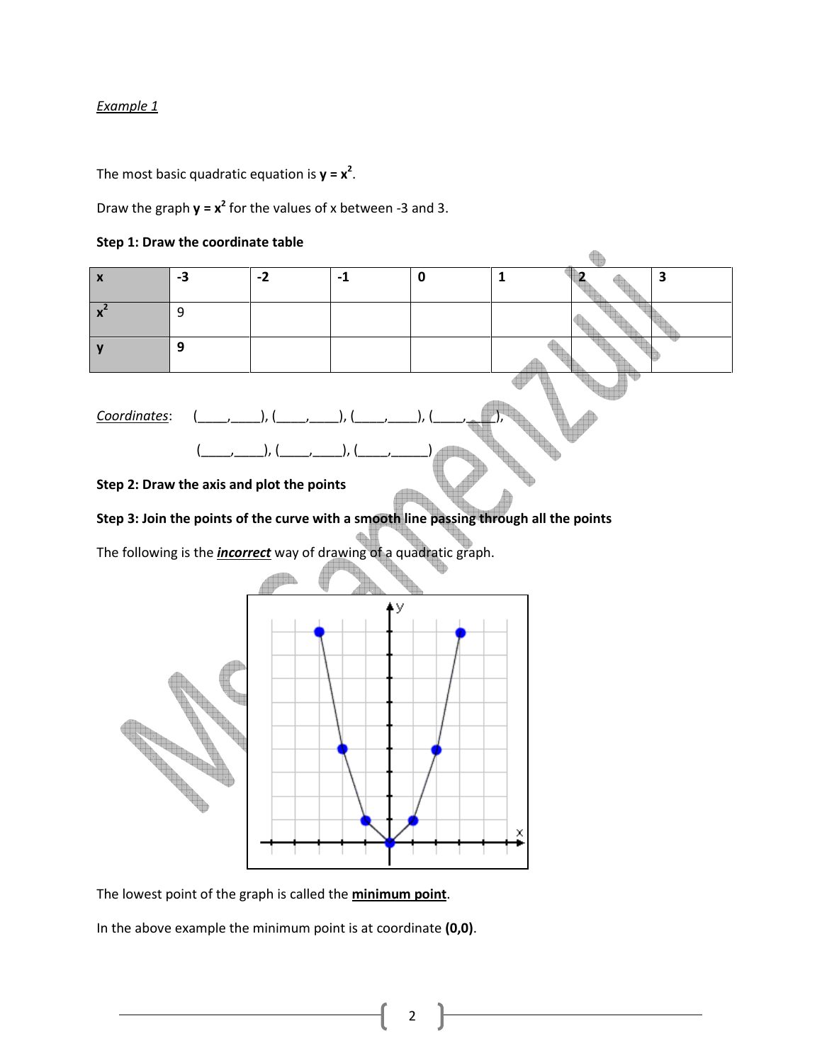*Example 1*

The most basic quadratic equation is $\mathbf{y = x^2}$.

Draw the graph $\mathbf{y = x^2}$ for the values of x between -3 and 3.

**Step 1: Draw the coordinate table**

| **x** | **-3** | **-2** | **-1** | **0** | **1** | **2** | **3** |
|---|---|---|---|---|---|---|---|
| $\mathbf{x^2}$ | 9 | | | | | | |
| **y** | **9** | | | | | | |

*Coordinates*: (____,____), (____,____), (____,____), (____,____),

(____,____), (____,____), (____,_____)

**Step 2: Draw the axis and plot the points**

**Step 3: Join the points of the curve with a smooth line passing through all the points**

The following is the ***incorrect*** way of drawing of a quadratic graph.

The lowest point of the graph is called the **minimum point**.

In the above example the minimum point is at coordinate **(0,0)**.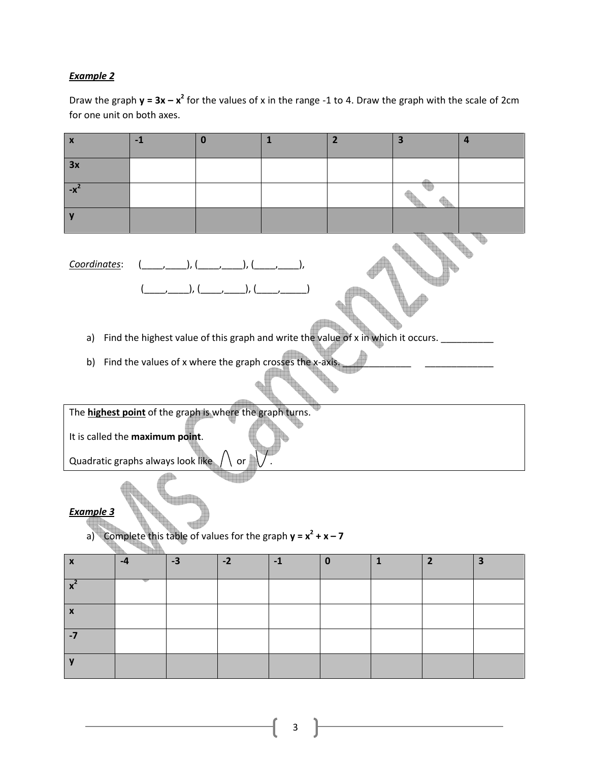***Example 2***

Draw the graph $y = 3x - x^2$ for the values of x in the range -1 to 4. Draw the graph with the scale of 2cm for one unit on both axes.

| x | -1 | 0 | 1 | 2 | 3 | 4 |
|---|---|---|---|---|---|---|
| 3x | | | | | | |
| $-x^2$ | | | | | | |
| y | | | | | | |

*Coordinates*: (____,____), (____,____), (____,____),

(____,____), (____,____), (____,_____)

a) Find the highest value of this graph and write the value of x in which it occurs. __________

b) Find the values of x where the graph crosses the x-axis. _____________ _____________

The **highest point** of the graph is where the graph turns.

It is called the **maximum point**.

Quadratic graphs always look like ∩ or ∪.

***Example 3***

a) Complete this table of values for the graph $y = x^2 + x - 7$

| x | -4 | -3 | -2 | -1 | 0 | 1 | 2 | 3 |
|---|---|---|---|---|---|---|---|---|
| $x^2$ | | | | | | | | |
| x | | | | | | | | |
| -7 | | | | | | | | |
| y | | | | | | | | |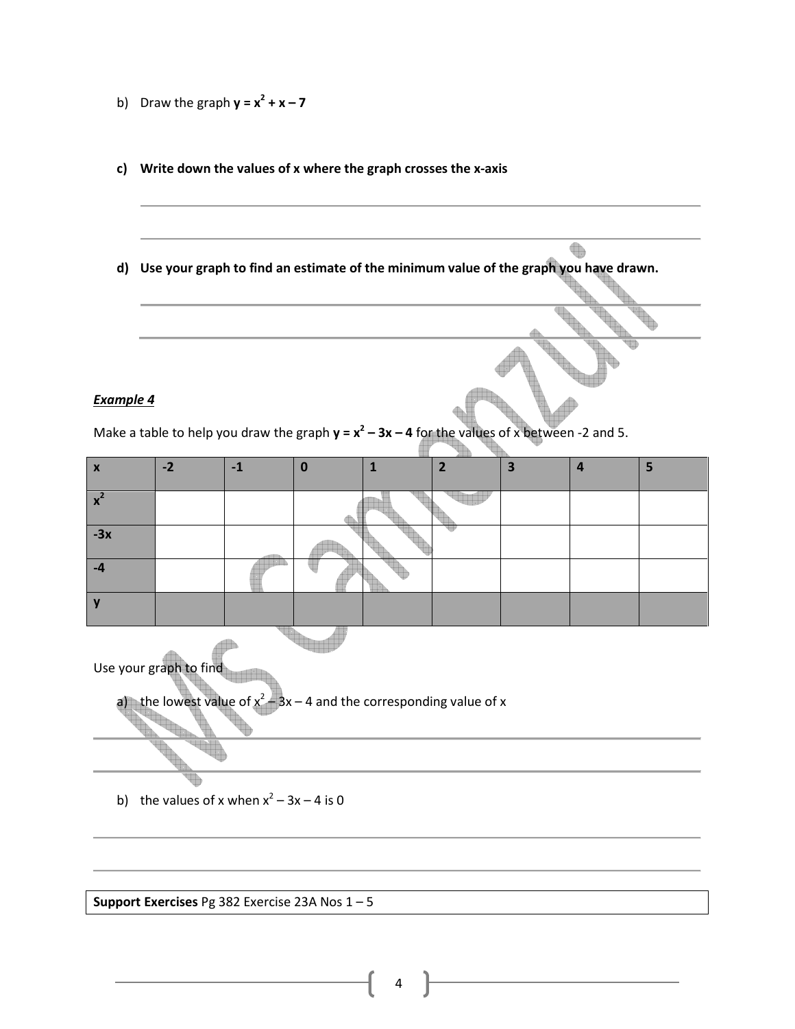b) Draw the graph $y = x^2 + x - 7$

**c) Write down the values of x where the graph crosses the x-axis**

**d) Use your graph to find an estimate of the minimum value of the graph you have drawn.**

***Example 4***

Make a table to help you draw the graph $y = x^2 - 3x - 4$ for the values of x between -2 and 5.

| x | -2 | -1 | 0 | 1 | 2 | 3 | 4 | 5 |
|---|---|---|---|---|---|---|---|---|
| $x^2$ | | | | | | | | |
| -3x | | | | | | | | |
| -4 | | | | | | | | |
| y | | | | | | | | |

Use your graph to find

a) the lowest value of $x^2 - 3x - 4$ and the corresponding value of x

b) the values of x when $x^2 - 3x - 4$ is 0

| **Support Exercises** Pg 382 Exercise 23A Nos 1 – 5 |
|---|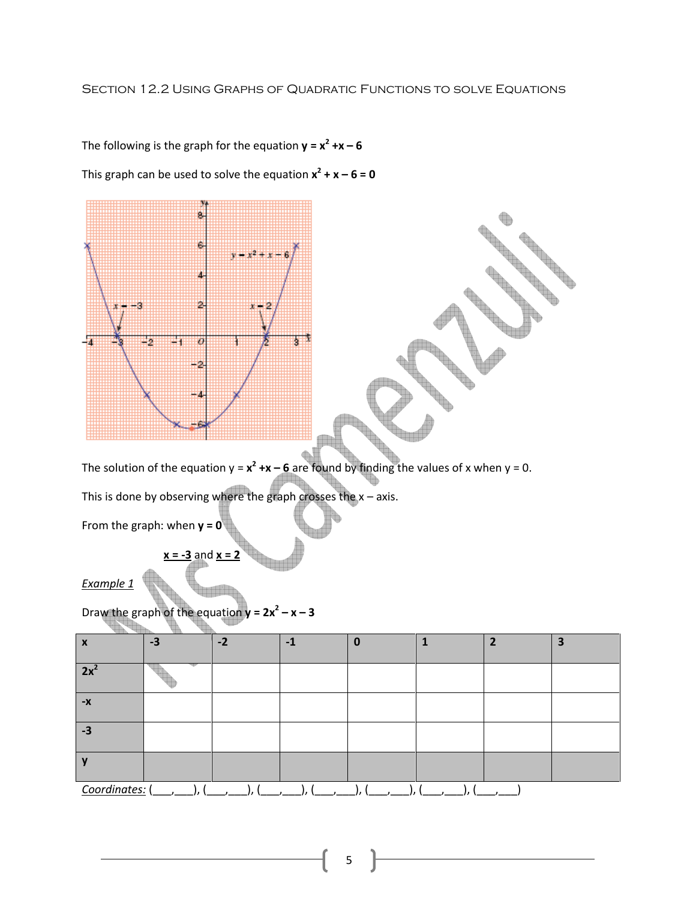## Section 12.2 Using Graphs of Quadratic Functions to solve Equations

The following is the graph for the equation $\mathbf{y = x^2 + x - 6}$

This graph can be used to solve the equation $\mathbf{x^2 + x - 6 = 0}$

The solution of the equation $y = \mathbf{x^2 + x - 6}$ are found by finding the values of x when y = 0.

This is done by observing where the graph crosses the x – axis.

From the graph: when $\mathbf{y = 0}$

<u>$\mathbf{x = -3}$</u> and <u>$\mathbf{x = 2}$</u>

*<u>Example 1</u>*

Draw the graph of the equation $\mathbf{y = 2x^2 - x - 3}$

| **x** | **-3** | **-2** | **-1** | **0** | **1** | **2** | **3** |
|---|---|---|---|---|---|---|---|
| **$2x^2$** | | | | | | | |
| **-x** | | | | | | | |
| **-3** | | | | | | | |
| **y** | | | | | | | |

*<u>Coordinates:</u>* (___,___), (___,___), (___,___), (___,___), (___,___), (___,___), (___,___)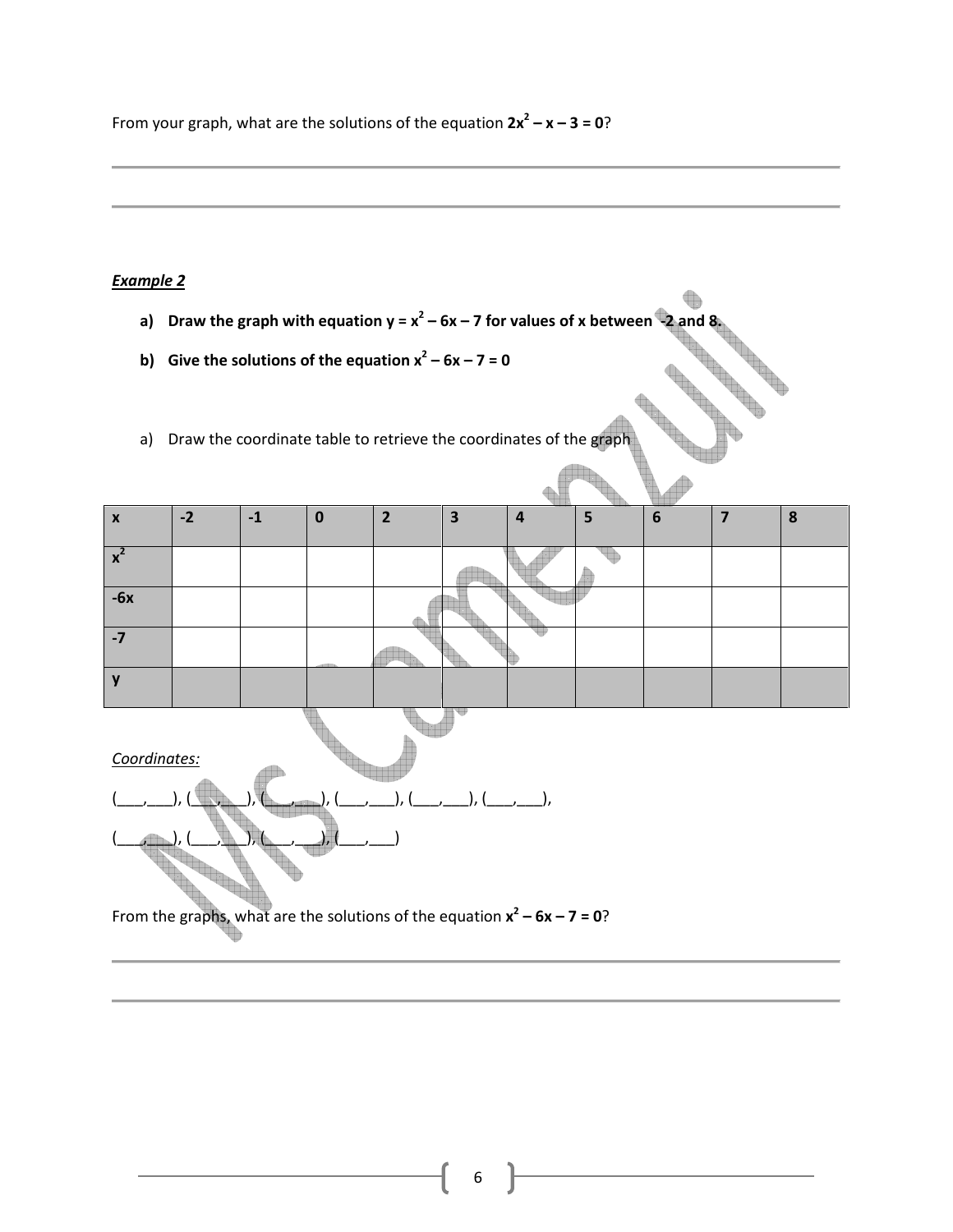From your graph, what are the solutions of the equation $2x^2 - x - 3 = 0$?

---

---

***Example 2***

a) **Draw the graph with equation $y = x^2 - 6x - 7$ for values of x between -2 and 8.**

b) **Give the solutions of the equation $x^2 - 6x - 7 = 0$**

a) Draw the coordinate table to retrieve the coordinates of the graph

| **x** | **-2** | **-1** | **0** | **2** | **3** | **4** | **5** | **6** | **7** | **8** |
|---|---|---|---|---|---|---|---|---|---|---|
| $x^2$ | | | | | | | | | | |
| **-6x** | | | | | | | | | | |
| **-7** | | | | | | | | | | |
| **y** | | | | | | | | | | |

*Coordinates:*

(\_\_\_,\_\_\_), (\_\_\_,\_\_\_), (\_\_\_,\_\_\_), (\_\_\_,\_\_\_), (\_\_\_,\_\_\_), (\_\_\_,\_\_\_),

(\_\_\_,\_\_\_), (\_\_\_,\_\_\_), (\_\_\_,\_\_\_), (\_\_\_,\_\_\_)

From the graphs, what are the solutions of the equation $x^2 - 6x - 7 = 0$?

---

---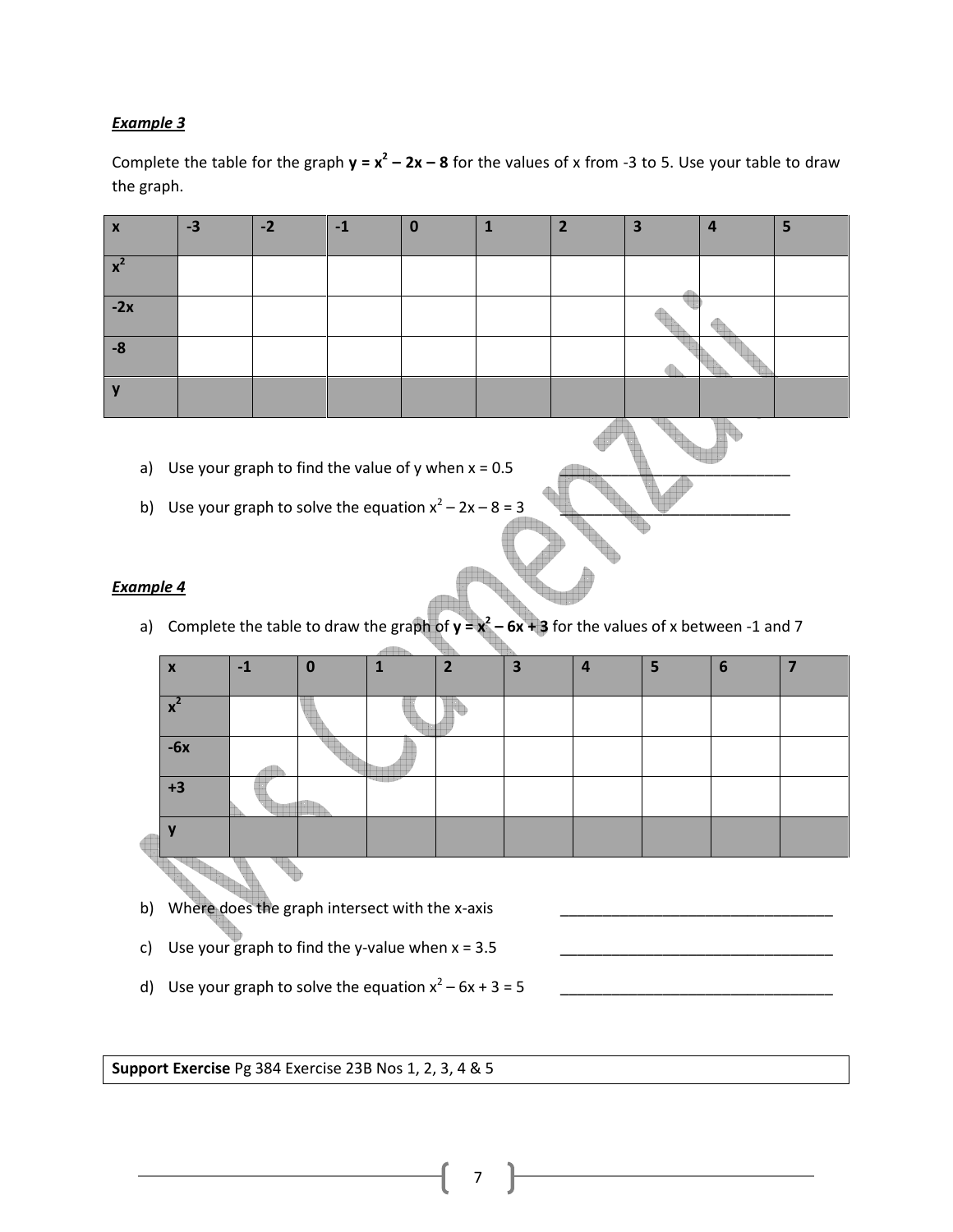***Example 3***

Complete the table for the graph $y = x^2 - 2x - 8$ for the values of x from -3 to 5. Use your table to draw the graph.

| x | -3 | -2 | -1 | 0 | 1 | 2 | 3 | 4 | 5 |
|---|---|---|---|---|---|---|---|---|---|
| $x^2$ | | | | | | | | | |
| -2x | | | | | | | | | |
| -8 | | | | | | | | | |
| y | | | | | | | | | |

a) Use your graph to find the value of y when x = 0.5 ___________________________

b) Use your graph to solve the equation $x^2 - 2x - 8 = 3$ ___________________________

***Example 4***

a) Complete the table to draw the graph of $y = x^2 - 6x + 3$ for the values of x between -1 and 7

| x | -1 | 0 | 1 | 2 | 3 | 4 | 5 | 6 | 7 |
|---|---|---|---|---|---|---|---|---|---|
| $x^2$ | | | | | | | | | |
| -6x | | | | | | | | | |
| +3 | | | | | | | | | |
| y | | | | | | | | | |

b) Where does the graph intersect with the x-axis ________________________________

c) Use your graph to find the y-value when x = 3.5 ________________________________

d) Use your graph to solve the equation $x^2 - 6x + 3 = 5$ ________________________________

**Support Exercise** Pg 384 Exercise 23B Nos 1, 2, 3, 4 & 5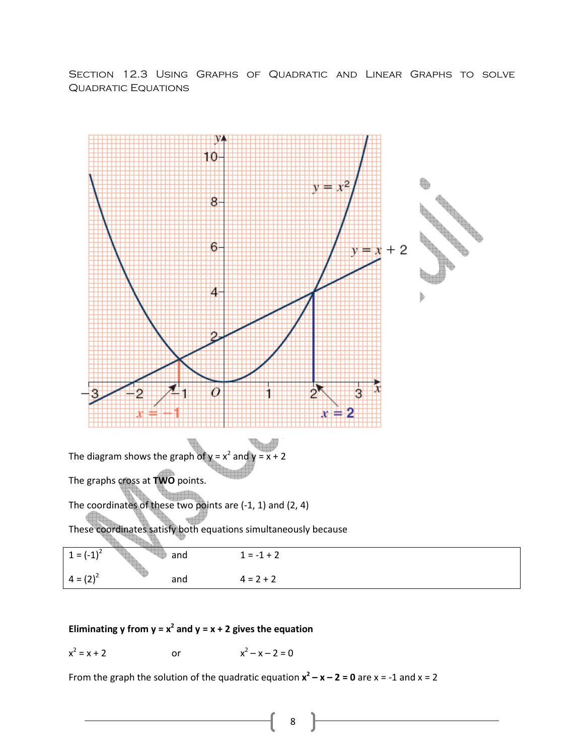# Section 12.3 Using Graphs of Quadratic and Linear Graphs to solve Quadratic Equations

The diagram shows the graph of $y = x^2$ and $y = x + 2$

The graphs cross at **TWO** points.

The coordinates of these two points are (-1, 1) and (2, 4)

These coordinates satisfy both equations simultaneously because

| | | |
|---|---|---|
| $1 = (-1)^2$ | and | $1 = -1 + 2$ |
| $4 = (2)^2$ | and | $4 = 2 + 2$ |

**Eliminating y from $y = x^2$ and $y = x + 2$ gives the equation**

$x^2 = x + 2$ or $x^2 - x - 2 = 0$

From the graph the solution of the quadratic equation $\mathbf{x^2 - x - 2 = 0}$ are $x = -1$ and $x = 2$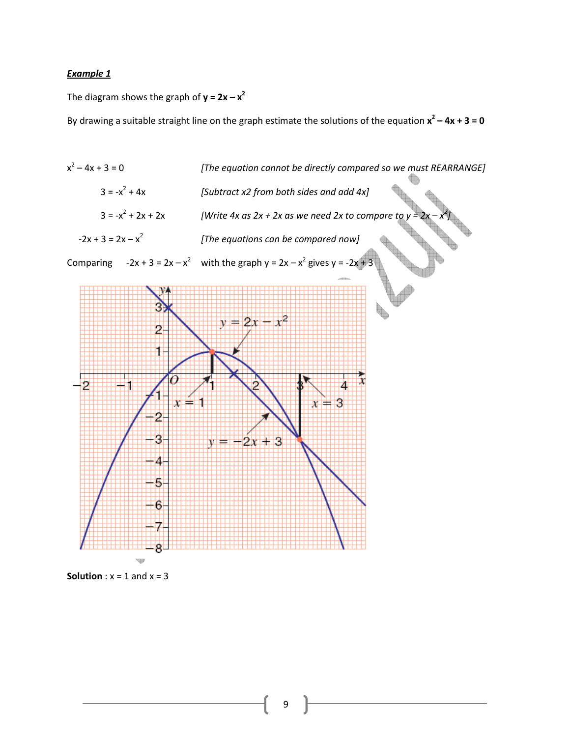***Example 1***

The diagram shows the graph of $\mathbf{y = 2x - x^2}$

By drawing a suitable straight line on the graph estimate the solutions of the equation $\mathbf{x^2 - 4x + 3 = 0}$

| | |
|---|---|
| $x^2 - 4x + 3 = 0$ | *[The equation cannot be directly compared so we must REARRANGE]* |
| $3 = -x^2 + 4x$ | *[Subtract x2 from both sides and add 4x]* |
| $3 = -x^2 + 2x + 2x$ | *[Write 4x as 2x + 2x as we need 2x to compare to $y = 2x - x^2$]* |
| $-2x + 3 = 2x - x^2$ | *[The equations can be compared now]* |

Comparing $-2x + 3 = 2x - x^2$ with the graph $y = 2x - x^2$ gives $y = -2x + 3$

**Solution** : x = 1 and x = 3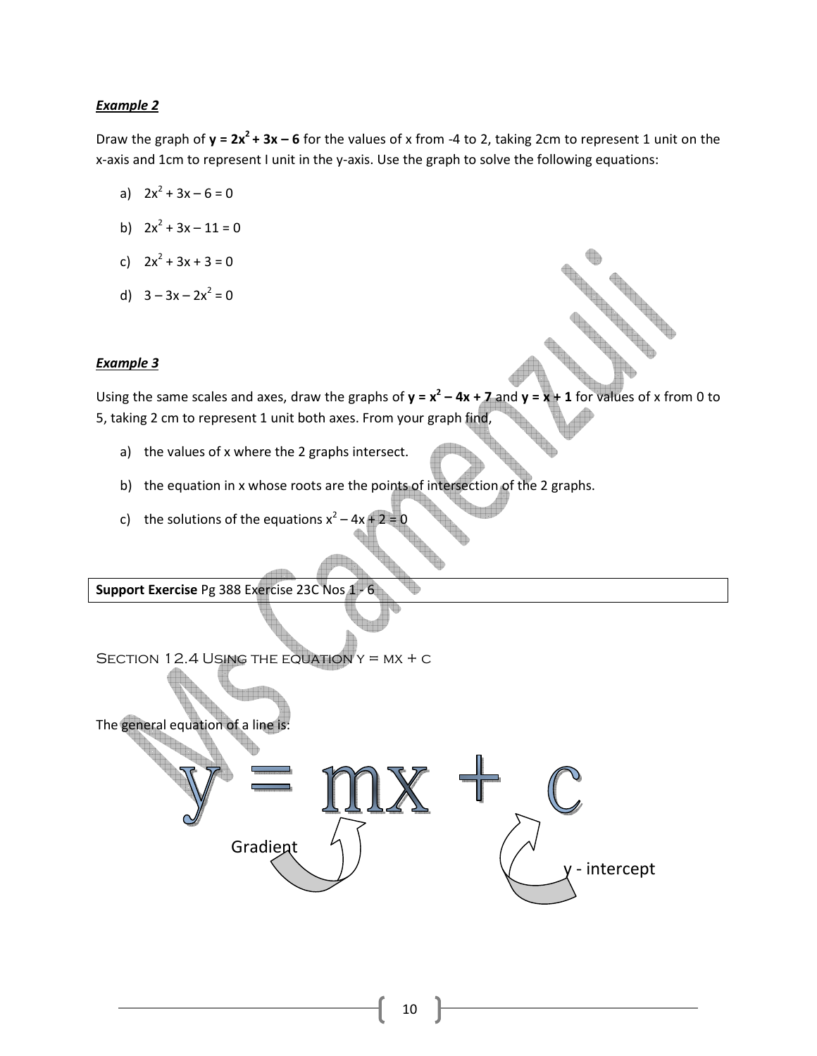***Example 2***

Draw the graph of $\mathbf{y = 2x^2 + 3x - 6}$ for the values of x from -4 to 2, taking 2cm to represent 1 unit on the x-axis and 1cm to represent I unit in the y-axis. Use the graph to solve the following equations:

a) $2x^2 + 3x - 6 = 0$

b) $2x^2 + 3x - 11 = 0$

c) $2x^2 + 3x + 3 = 0$

d) $3 - 3x - 2x^2 = 0$

***Example 3***

Using the same scales and axes, draw the graphs of $\mathbf{y = x^2 - 4x + 7}$ and $\mathbf{y = x + 1}$ for values of x from 0 to 5, taking 2 cm to represent 1 unit both axes. From your graph find,

a) the values of x where the 2 graphs intersect.

b) the equation in x whose roots are the points of intersection of the 2 graphs.

c) the solutions of the equations $x^2 - 4x + 2 = 0$

| **Support Exercise** Pg 388 Exercise 23C Nos 1 - 6 |
|---|

## Section 12.4 Using the equation y = mx + c

The general equation of a line is:

$$y = mx + c$$

Gradient (m)

y - intercept (c)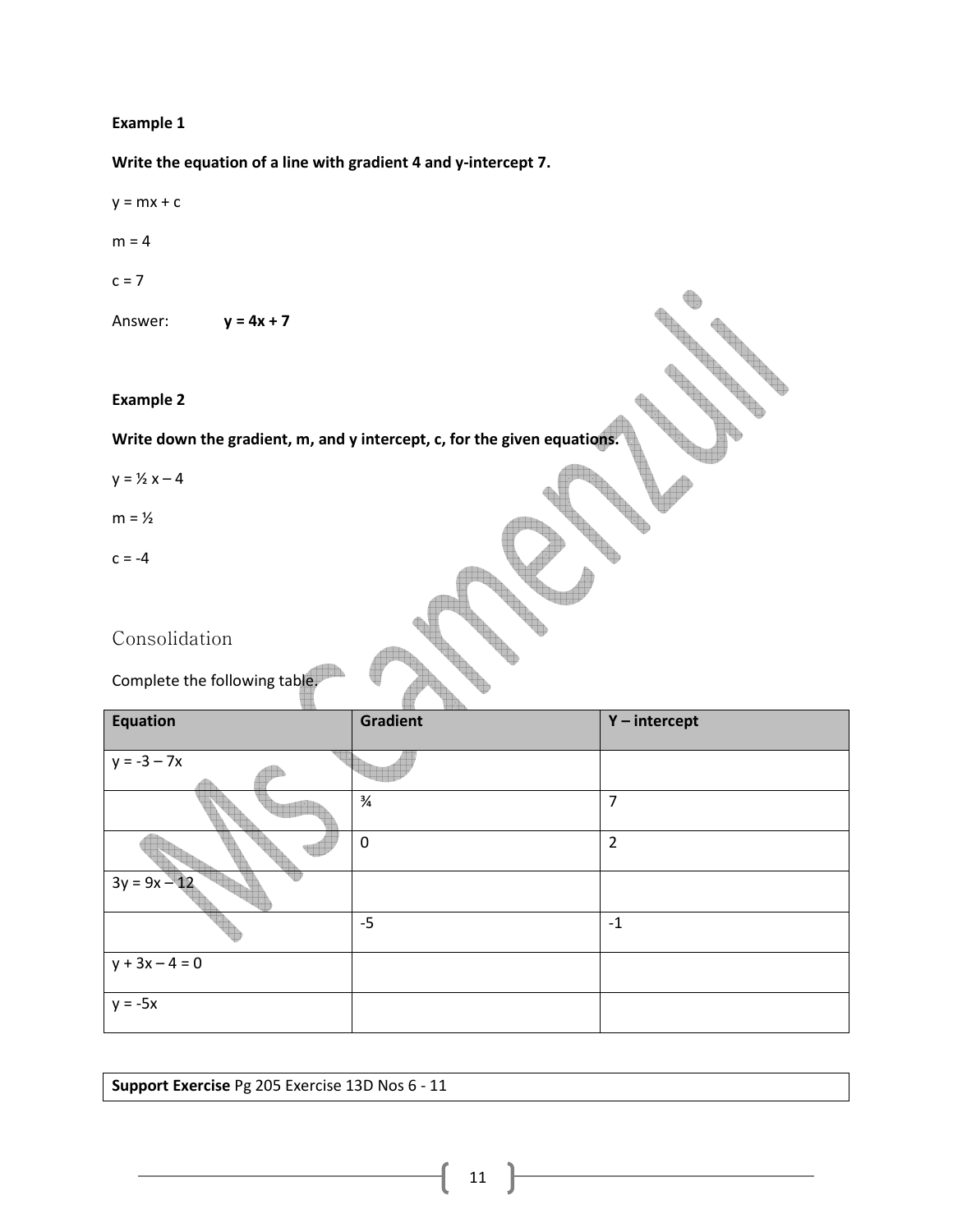**Example 1**

**Write the equation of a line with gradient 4 and y-intercept 7.**

$y = mx + c$

$m = 4$

$c = 7$

Answer: $\mathbf{y = 4x + 7}$

**Example 2**

**Write down the gradient, m, and y intercept, c, for the given equations.**

$y = \frac{1}{2}x - 4$

$m = \frac{1}{2}$

$c = -4$

## Consolidation

Complete the following table.

| Equation | Gradient | Y – intercept |
|---|---|---|
| $y = -3 - 7x$ | | |
| | $\frac{3}{4}$ | 7 |
| | 0 | 2 |
| $3y = 9x - 12$ | | |
| | -5 | -1 |
| $y + 3x - 4 = 0$ | | |
| $y = -5x$ | | |

| **Support Exercise** Pg 205 Exercise 13D Nos 6 - 11 |
|---|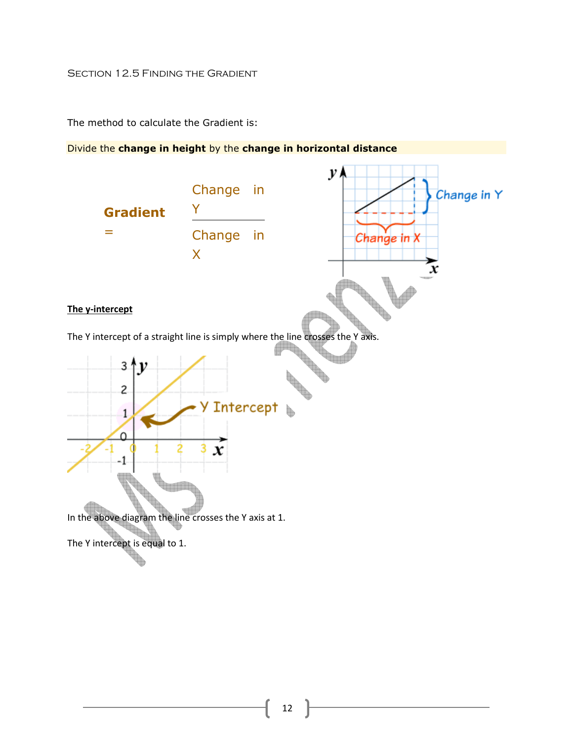## Section 12.5 Finding the Gradient

The method to calculate the Gradient is:

Divide the **change in height** by the **change in horizontal distance**

$$\textbf{Gradient} = \frac{\text{Change in Y}}{\text{Change in X}}$$

**The y-intercept**

The Y intercept of a straight line is simply where the line crosses the Y axis.

In the above diagram the line crosses the Y axis at 1.

The Y intercept is equal to 1.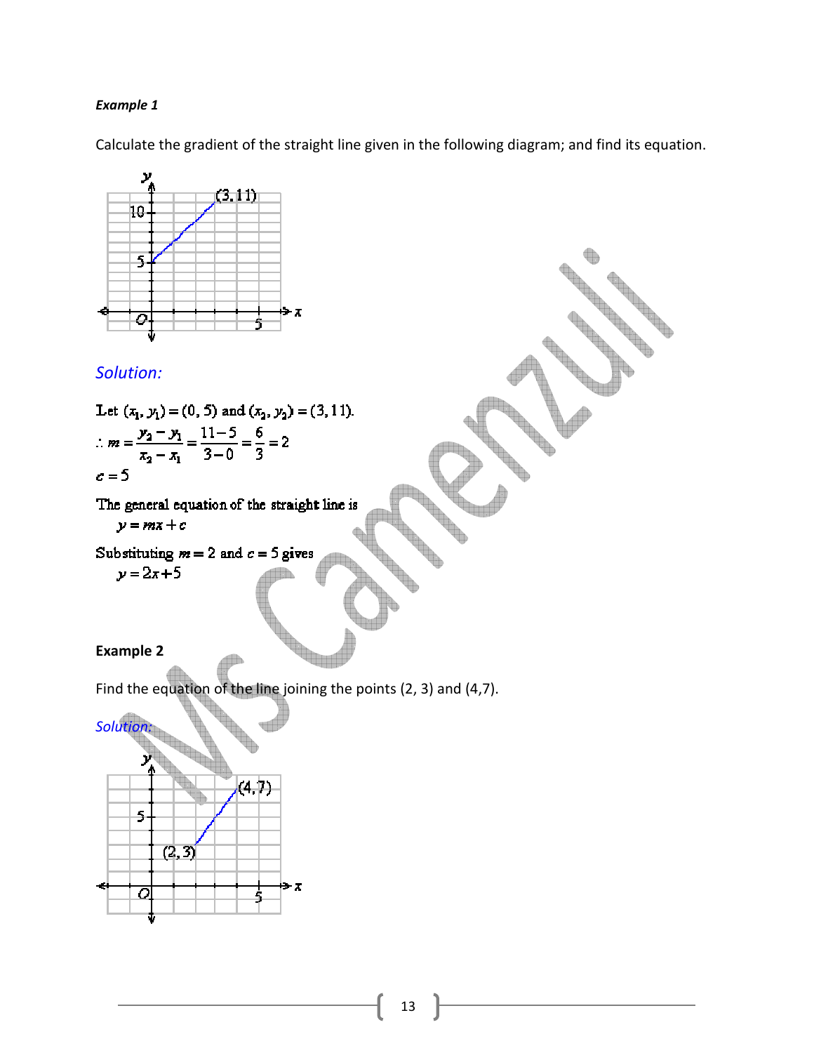***Example 1***

Calculate the gradient of the straight line given in the following diagram; and find its equation.

*Solution:*

Let $(x_1, y_1) = (0, 5)$ and $(x_2, y_2) = (3, 11)$.

$$\therefore m = \frac{y_2 - y_1}{x_2 - x_1} = \frac{11-5}{3-0} = \frac{6}{3} = 2$$

$c = 5$

The general equation of the straight line is

$$y = mx + c$$

Substituting $m = 2$ and $c = 5$ gives

$$y = 2x + 5$$

**Example 2**

Find the equation of the line joining the points (2, 3) and (4,7).

*Solution:*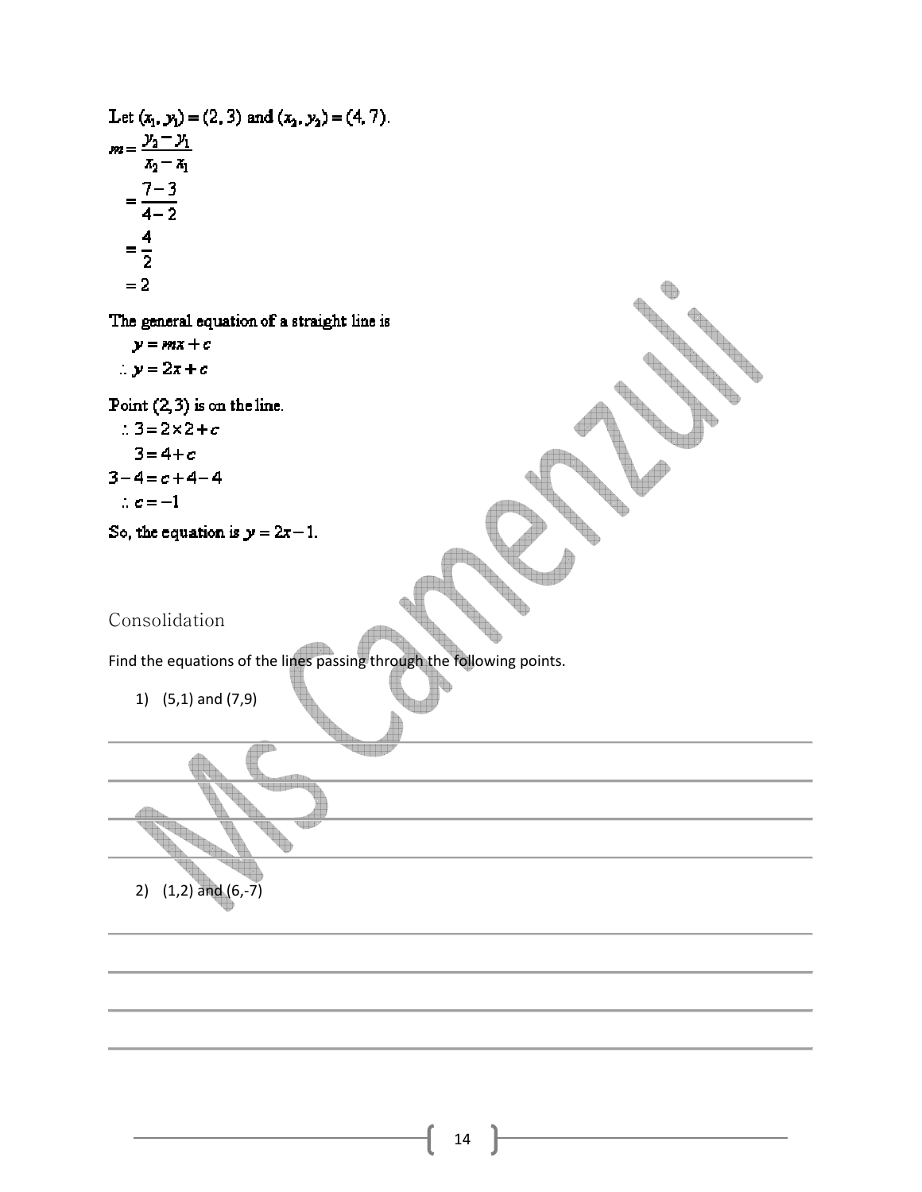Let $(x_1, y_1) = (2, 3)$ and $(x_2, y_2) = (4, 7)$.

$$
\begin{aligned}
m &= \frac{y_2 - y_1}{x_2 - x_1} \\
&= \frac{7-3}{4-2} \\
&= \frac{4}{2} \\
&= 2
\end{aligned}
$$

The general equation of a straight line is

$$y = mx + c$$

$$\therefore y = 2x + c$$

Point $(2, 3)$ is on the line.

$$
\begin{aligned}
\therefore 3 &= 2 \times 2 + c \\
3 &= 4 + c \\
3 - 4 &= c + 4 - 4 \\
\therefore c &= -1
\end{aligned}
$$

So, the equation is $y = 2x - 1$.

## Consolidation

Find the equations of the lines passing through the following points.

1) (5,1) and (7,9)

2) (1,2) and (6,-7)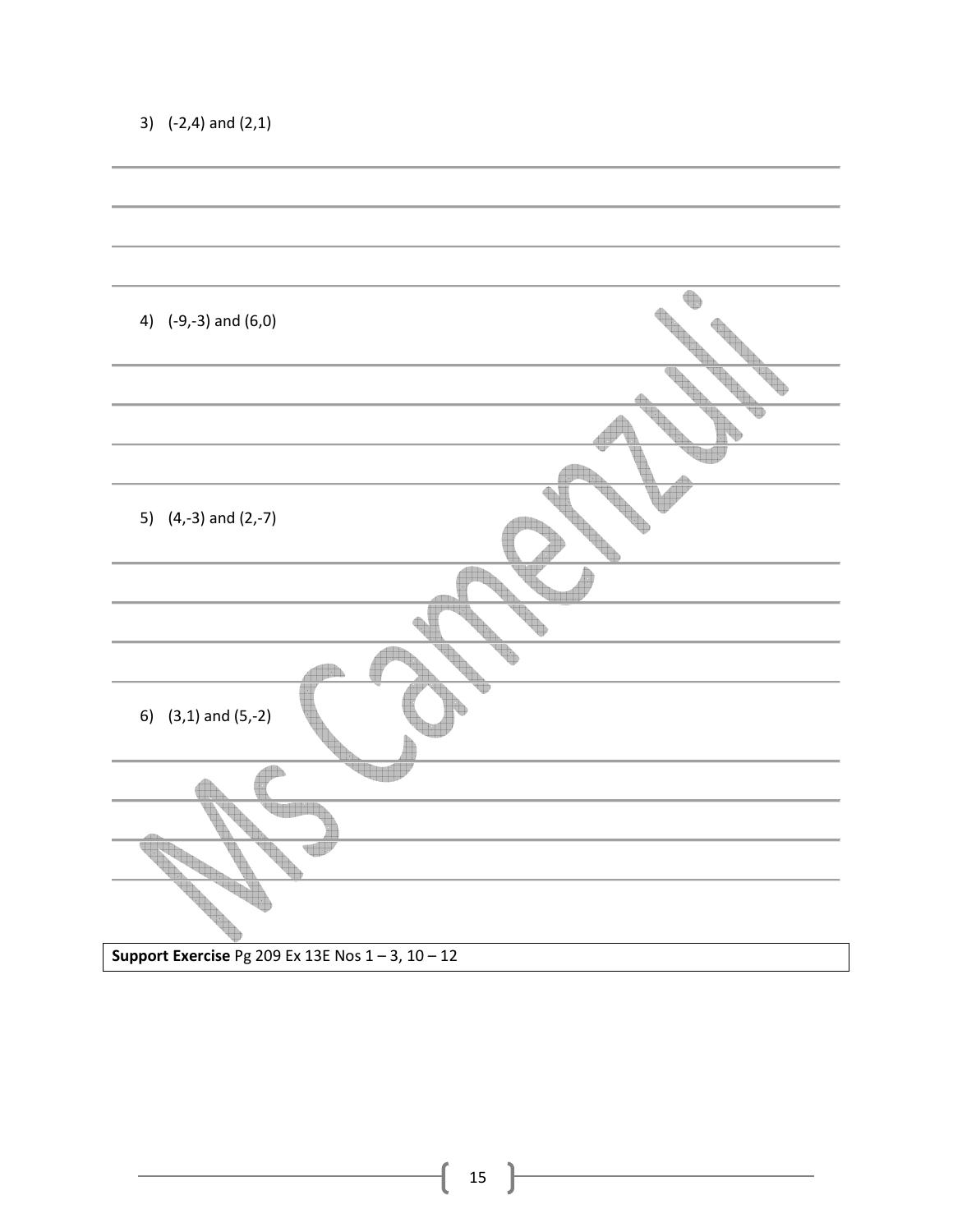3) (-2,4) and (2,1)

4) (-9,-3) and (6,0)

5) (4,-3) and (2,-7)

6) (3,1) and (5,-2)

**Support Exercise** Pg 209 Ex 13E Nos 1 – 3, 10 – 12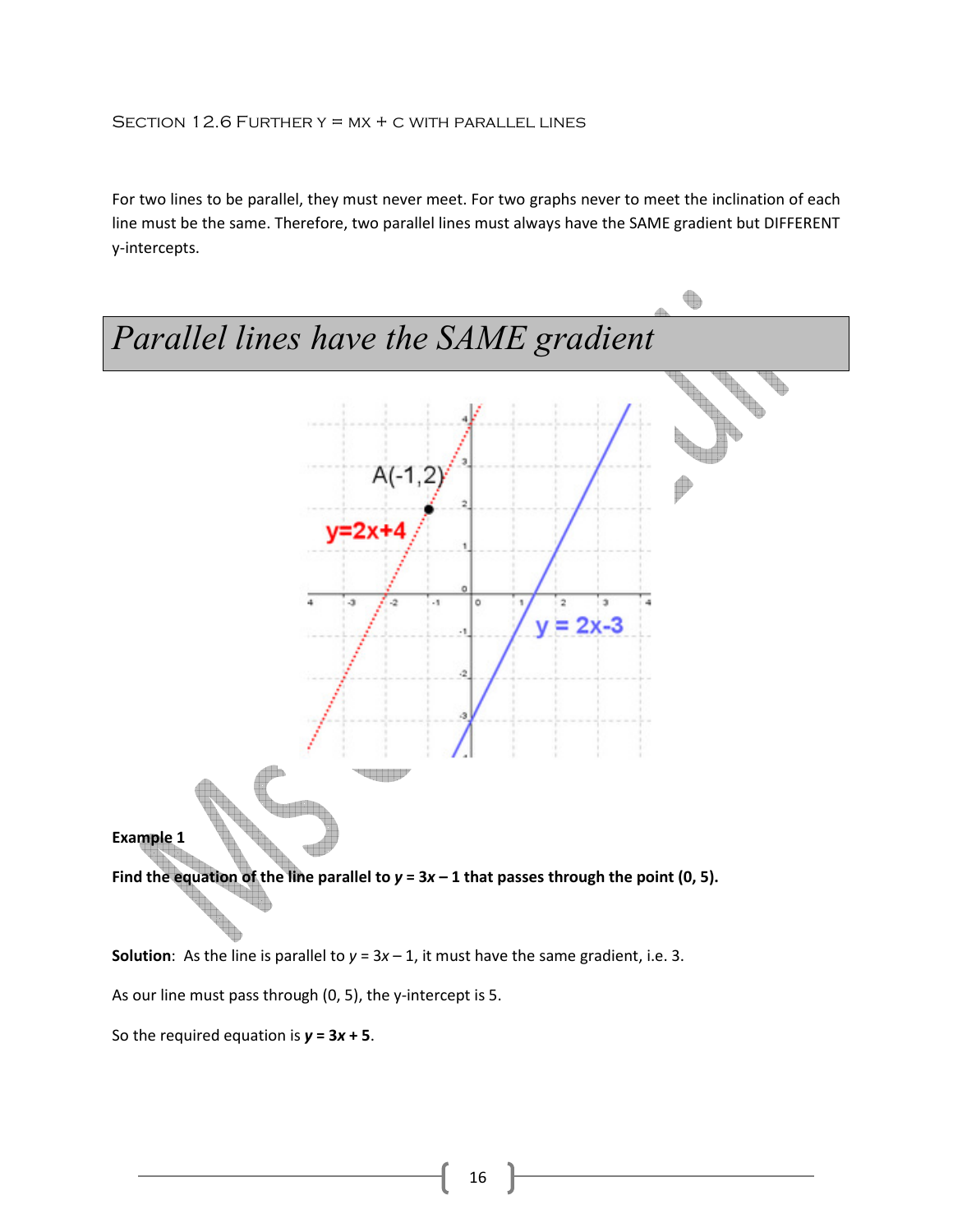## Section 12.6 Further y = mx + c with parallel lines

For two lines to be parallel, they must never meet. For two graphs never to meet the inclination of each line must be the same. Therefore, two parallel lines must always have the SAME gradient but DIFFERENT y-intercepts.

# *Parallel lines have the SAME gradient*

**Example 1**

**Find the equation of the line parallel to $y = 3x - 1$ that passes through the point (0, 5).**

**Solution**: As the line is parallel to $y = 3x - 1$, it must have the same gradient, i.e. 3.

As our line must pass through (0, 5), the y-intercept is 5.

So the required equation is $\boldsymbol{y = 3x + 5}$.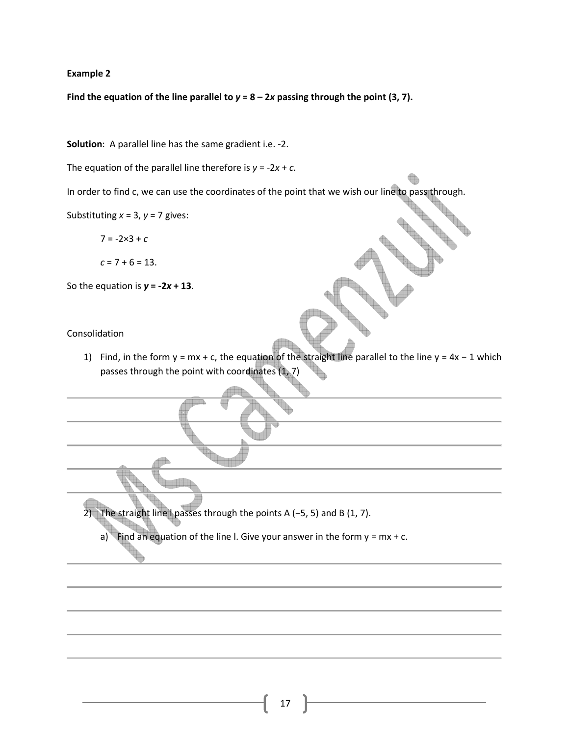**Example 2**

**Find the equation of the line parallel to $y = 8 - 2x$ passing through the point (3, 7).**

**Solution**: A parallel line has the same gradient i.e. -2.

The equation of the parallel line therefore is $y = -2x + c$.

In order to find c, we can use the coordinates of the point that we wish our line to pass through.

Substituting $x = 3$, $y = 7$ gives:

$7 = -2 \times 3 + c$

$c = 7 + 6 = 13$.

So the equation is $\boldsymbol{y = -2x + 13}$.

Consolidation

1) Find, in the form $y = mx + c$, the equation of the straight line parallel to the line $y = 4x - 1$ which passes through the point with coordinates (1, 7)

2) The straight line l passes through the points A (−5, 5) and B (1, 7).

   a) Find an equation of the line l. Give your answer in the form $y = mx + c$.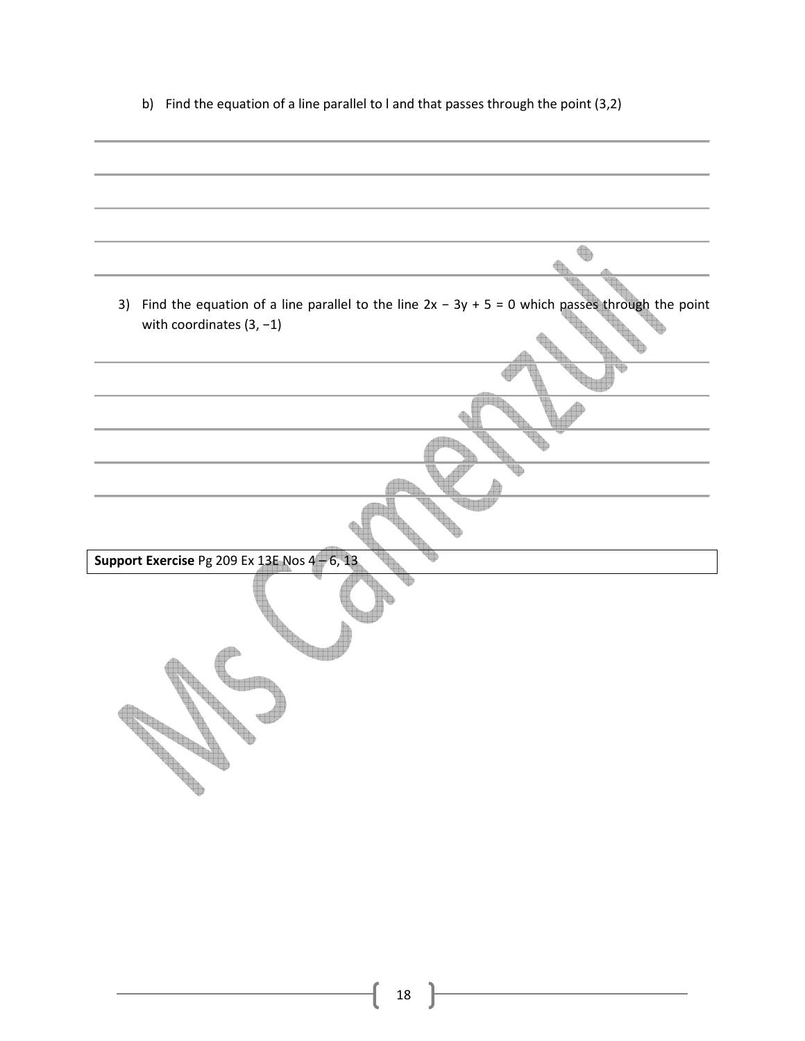b) Find the equation of a line parallel to l and that passes through the point (3,2)

3) Find the equation of a line parallel to the line $2x - 3y + 5 = 0$ which passes through the point with coordinates $(3, -1)$

**Support Exercise** Pg 209 Ex 13E Nos 4 – 6, 13